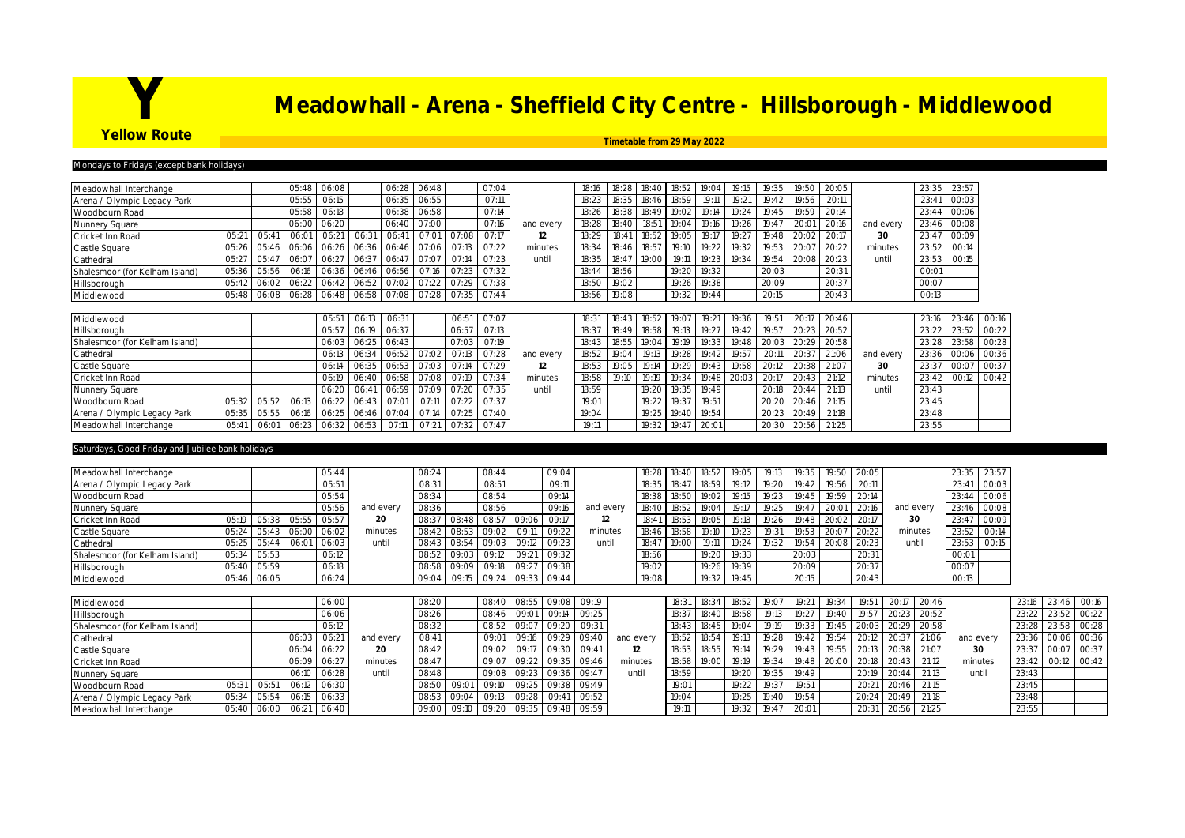# Y Meadowhall - Arena - Sheffield City Centre - Hillsborough - Middlewood

**Yellow Route**

**Timetable from 29 May 2022**

## Mondays to Fridays (except bank holidays)

| Stop | | | | | | | | | | | | | | | | | | | | | | | |
|---|---|---|---|---|---|---|---|---|---|---|---|---|---|---|---|---|---|---|---|---|---|---|---|
| Meadowhall Interchange | | | 05:48 | 06:08 | | 06:28 | 06:48 | | 07:04 | | 18:16 | 18:28 | 18:40 | 18:52 | 19:04 | 19:15 | 19:35 | 19:50 | 20:05 | | 23:35 | 23:57 |
| Arena / Olympic Legacy Park | | | 05:55 | 06:15 | | 06:35 | 06:55 | | 07:11 | | 18:23 | 18:35 | 18:46 | 18:59 | 19:11 | 19:21 | 19:42 | 19:56 | 20:11 | | 23:41 | 00:03 |
| Woodbourn Road | | | 05:58 | 06:18 | | 06:38 | 06:58 | | 07:14 | | 18:26 | 18:38 | 18:49 | 19:02 | 19:14 | 19:24 | 19:45 | 19:59 | 20:14 | | 23:44 | 00:06 |
| Nunnery Square | | | 06:00 | 06:20 | | 06:40 | 07:00 | | 07:16 | and every | 18:28 | 18:40 | 18:51 | 19:04 | 19:16 | 19:26 | 19:47 | 20:01 | 20:16 | and every | 23:46 | 00:08 |
| Cricket Inn Road | 05:21 | 05:41 | 06:01 | 06:21 | 06:31 | 06:41 | 07:01 | 07:08 | 07:17 | 12 | 18:29 | 18:41 | 18:52 | 19:05 | 19:17 | 19:27 | 19:48 | 20:02 | 20:17 | 30 | 23:47 | 00:09 |
| Castle Square | 05:26 | 05:46 | 06:06 | 06:26 | 06:36 | 06:46 | 07:06 | 07:13 | 07:22 | minutes | 18:34 | 18:46 | 18:57 | 19:10 | 19:22 | 19:32 | 19:53 | 20:07 | 20:22 | minutes | 23:52 | 00:14 |
| Cathedral | 05:27 | 05:47 | 06:07 | 06:27 | 06:37 | 06:47 | 07:07 | 07:14 | 07:23 | until | 18:35 | 18:47 | 19:00 | 19:11 | 19:23 | 19:34 | 19:54 | 20:08 | 20:23 | until | 23:53 | 00:15 |
| Shalesmoor (for Kelham Island) | 05:36 | 05:56 | 06:16 | 06:36 | 06:46 | 06:56 | 07:16 | 07:23 | 07:32 | | 18:44 | 18:56 | | 19:20 | 19:32 | | 20:03 | | 20:31 | | 00:01 | |
| Hillsborough | 05:42 | 06:02 | 06:22 | 06:42 | 06:52 | 07:02 | 07:22 | 07:29 | 07:38 | | 18:50 | 19:02 | | 19:26 | 19:38 | | 20:09 | | 20:37 | | 00:07 | |
| Middlewood | 05:48 | 06:08 | 06:28 | 06:48 | 06:58 | 07:08 | 07:28 | 07:35 | 07:44 | | 18:56 | 19:08 | | 19:32 | 19:44 | | 20:15 | | 20:43 | | 00:13 | |

| Stop | | | | | | | | | | | | | | | | | | | | | | | | |
|---|---|---|---|---|---|---|---|---|---|---|---|---|---|---|---|---|---|---|---|---|---|---|---|---|
| Middlewood | | | | 05:51 | 06:13 | 06:31 | | 06:51 | 07:07 | | 18:31 | 18:43 | 18:52 | 19:07 | 19:21 | 19:36 | 19:51 | 20:17 | 20:46 | | 23:16 | 23:46 | 00:16 |
| Hillsborough | | | | 05:57 | 06:19 | 06:37 | | 06:57 | 07:13 | | 18:37 | 18:49 | 18:58 | 19:13 | 19:27 | 19:42 | 19:57 | 20:23 | 20:52 | | 23:22 | 23:52 | 00:22 |
| Shalesmoor (for Kelham Island) | | | | 06:03 | 06:25 | 06:43 | | 07:03 | 07:19 | | 18:43 | 18:55 | 19:04 | 19:19 | 19:33 | 19:48 | 20:03 | 20:29 | 20:58 | | 23:28 | 23:58 | 00:28 |
| Cathedral | | | | 06:13 | 06:34 | 06:52 | 07:02 | 07:13 | 07:28 | and every | 18:52 | 19:04 | 19:13 | 19:28 | 19:42 | 19:57 | 20:11 | 20:37 | 21:06 | and every | 23:36 | 00:06 | 00:36 |
| Castle Square | | | | 06:14 | 06:35 | 06:53 | 07:03 | 07:14 | 07:29 | 12 | 18:53 | 19:05 | 19:14 | 19:29 | 19:43 | 19:58 | 20:12 | 20:38 | 21:07 | 30 | 23:37 | 00:07 | 00:37 |
| Cricket Inn Road | | | | 06:19 | 06:40 | 06:58 | 07:08 | 07:19 | 07:34 | minutes | 18:58 | 19:10 | 19:19 | 19:34 | 19:48 | 20:03 | 20:17 | 20:43 | 21:12 | minutes | 23:42 | 00:12 | 00:42 |
| Nunnery Square | | | | 06:20 | 06:41 | 06:59 | 07:09 | 07:20 | 07:35 | until | 18:59 | | 19:20 | 19:35 | 19:49 | | 20:18 | 20:44 | 21:13 | until | 23:43 | | |
| Woodbourn Road | 05:32 | 05:52 | 06:13 | 06:22 | 06:43 | 07:01 | 07:11 | 07:22 | 07:37 | | 19:01 | | 19:22 | 19:37 | 19:51 | | 20:20 | 20:46 | 21:15 | | 23:45 | | |
| Arena / Olympic Legacy Park | 05:35 | 05:55 | 06:16 | 06:25 | 06:46 | 07:04 | 07:14 | 07:25 | 07:40 | | 19:04 | | 19:25 | 19:40 | 19:54 | | 20:23 | 20:49 | 21:18 | | 23:48 | | |
| Meadowhall Interchange | 05:41 | 06:01 | 06:23 | 06:32 | 06:53 | 07:11 | 07:21 | 07:32 | 07:47 | | 19:11 | | 19:32 | 19:47 | 20:01 | | 20:30 | 20:56 | 21:25 | | 23:55 | | |

## Saturdays, Good Friday and Jubilee bank holidays

| Stop | | | | | | | | | | | | | | | | | | | | | | | |
|---|---|---|---|---|---|---|---|---|---|---|---|---|---|---|---|---|---|---|---|---|---|---|---|
| Meadowhall Interchange | | | | 05:44 | | 08:24 | | 08:44 | | 09:04 | | 18:28 | 18:40 | 18:52 | 19:05 | 19:13 | 19:35 | 19:50 | 20:05 | | 23:35 | 23:57 |
| Arena / Olympic Legacy Park | | | | 05:51 | | 08:31 | | 08:51 | | 09:11 | | 18:35 | 18:47 | 18:59 | 19:12 | 19:20 | 19:42 | 19:56 | 20:11 | | 23:41 | 00:03 |
| Woodbourn Road | | | | 05:54 | | 08:34 | | 08:54 | | 09:14 | | 18:38 | 18:50 | 19:02 | 19:15 | 19:23 | 19:45 | 19:59 | 20:14 | | 23:44 | 00:06 |
| Nunnery Square | | | | 05:56 | and every | 08:36 | | 08:56 | | 09:16 | and every | 18:40 | 18:52 | 19:04 | 19:17 | 19:25 | 19:47 | 20:01 | 20:16 | and every | 23:46 | 00:08 |
| Cricket Inn Road | 05:19 | 05:38 | 05:55 | 05:57 | 20 | 08:37 | 08:48 | 08:57 | 09:06 | 09:17 | 12 | 18:41 | 18:53 | 19:05 | 19:18 | 19:26 | 19:48 | 20:02 | 20:17 | 30 | 23:47 | 00:09 |
| Castle Square | 05:24 | 05:43 | 06:00 | 06:02 | minutes | 08:42 | 08:53 | 09:02 | 09:11 | 09:22 | minutes | 18:46 | 18:58 | 19:10 | 19:23 | 19:31 | 19:53 | 20:07 | 20:22 | minutes | 23:52 | 00:14 |
| Cathedral | 05:25 | 05:44 | 06:01 | 06:03 | until | 08:43 | 08:54 | 09:03 | 09:12 | 09:23 | until | 18:47 | 19:00 | 19:11 | 19:24 | 19:32 | 19:54 | 20:08 | 20:23 | until | 23:53 | 00:15 |
| Shalesmoor (for Kelham Island) | 05:34 | 05:53 | | 06:12 | | 08:52 | 09:03 | 09:12 | 09:21 | 09:32 | | 18:56 | | 19:20 | 19:33 | | 20:03 | | 20:31 | | 00:01 | |
| Hillsborough | 05:40 | 05:59 | | 06:18 | | 08:58 | 09:09 | 09:18 | 09:27 | 09:38 | | 19:02 | | 19:26 | 19:39 | | 20:09 | | 20:37 | | 00:07 | |
| Middlewood | 05:46 | 06:05 | | 06:24 | | 09:04 | 09:15 | 09:24 | 09:33 | 09:44 | | 19:08 | | 19:32 | 19:45 | | 20:15 | | 20:43 | | 00:13 | |

| Stop | | | | | | | | | | | | | | | | | | | | | | | | | | |
|---|---|---|---|---|---|---|---|---|---|---|---|---|---|---|---|---|---|---|---|---|---|---|---|---|---|---|
| Middlewood | | | | 06:00 | | 08:20 | | 08:40 | 08:55 | 09:08 | 09:19 | | 18:31 | 18:34 | 18:52 | 19:07 | 19:21 | 19:34 | 19:51 | 20:17 | 20:46 | | 23:16 | 23:46 | 00:16 |
| Hillsborough | | | | 06:06 | | 08:26 | | 08:46 | 09:01 | 09:14 | 09:25 | | 18:37 | 18:40 | 18:58 | 19:13 | 19:27 | 19:40 | 19:57 | 20:23 | 20:52 | | 23:22 | 23:52 | 00:22 |
| Shalesmoor (for Kelham Island) | | | | 06:12 | | 08:32 | | 08:52 | 09:07 | 09:20 | 09:31 | | 18:43 | 18:45 | 19:04 | 19:19 | 19:33 | 19:45 | 20:03 | 20:29 | 20:58 | | 23:28 | 23:58 | 00:28 |
| Cathedral | | | 06:03 | 06:21 | and every | 08:41 | | 09:01 | 09:16 | 09:29 | 09:40 | and every | 18:52 | 18:54 | 19:13 | 19:28 | 19:42 | 19:54 | 20:12 | 20:37 | 21:06 | and every | 23:36 | 00:06 | 00:36 |
| Castle Square | | | 06:04 | 06:22 | 20 | 08:42 | | 09:02 | 09:17 | 09:30 | 09:41 | 12 | 18:53 | 18:55 | 19:14 | 19:29 | 19:43 | 19:55 | 20:13 | 20:38 | 21:07 | 30 | 23:37 | 00:07 | 00:37 |
| Cricket Inn Road | | | 06:09 | 06:27 | minutes | 08:47 | | 09:07 | 09:22 | 09:35 | 09:46 | minutes | 18:58 | 19:00 | 19:19 | 19:34 | 19:48 | 20:00 | 20:18 | 20:43 | 21:12 | minutes | 23:42 | 00:12 | 00:42 |
| Nunnery Square | | | 06:10 | 06:28 | until | 08:48 | | 09:08 | 09:23 | 09:36 | 09:47 | until | 18:59 | | 19:20 | 19:35 | 19:49 | | 20:19 | 20:44 | 21:13 | until | 23:43 | | |
| Woodbourn Road | 05:31 | 05:51 | 06:12 | 06:30 | | 08:50 | 09:01 | 09:10 | 09:25 | 09:38 | 09:49 | | 19:01 | | 19:22 | 19:37 | 19:51 | | 20:21 | 20:46 | 21:15 | | 23:45 | | |
| Arena / Olympic Legacy Park | 05:34 | 05:54 | 06:15 | 06:33 | | 08:53 | 09:04 | 09:13 | 09:28 | 09:41 | 09:52 | | 19:04 | | 19:25 | 19:40 | 19:54 | | 20:24 | 20:49 | 21:18 | | 23:48 | | |
| Meadowhall Interchange | 05:40 | 06:00 | 06:21 | 06:40 | | 09:00 | 09:10 | 09:20 | 09:35 | 09:48 | 09:59 | | 19:11 | | 19:32 | 19:47 | 20:01 | | 20:31 | 20:56 | 21:25 | | 23:55 | | |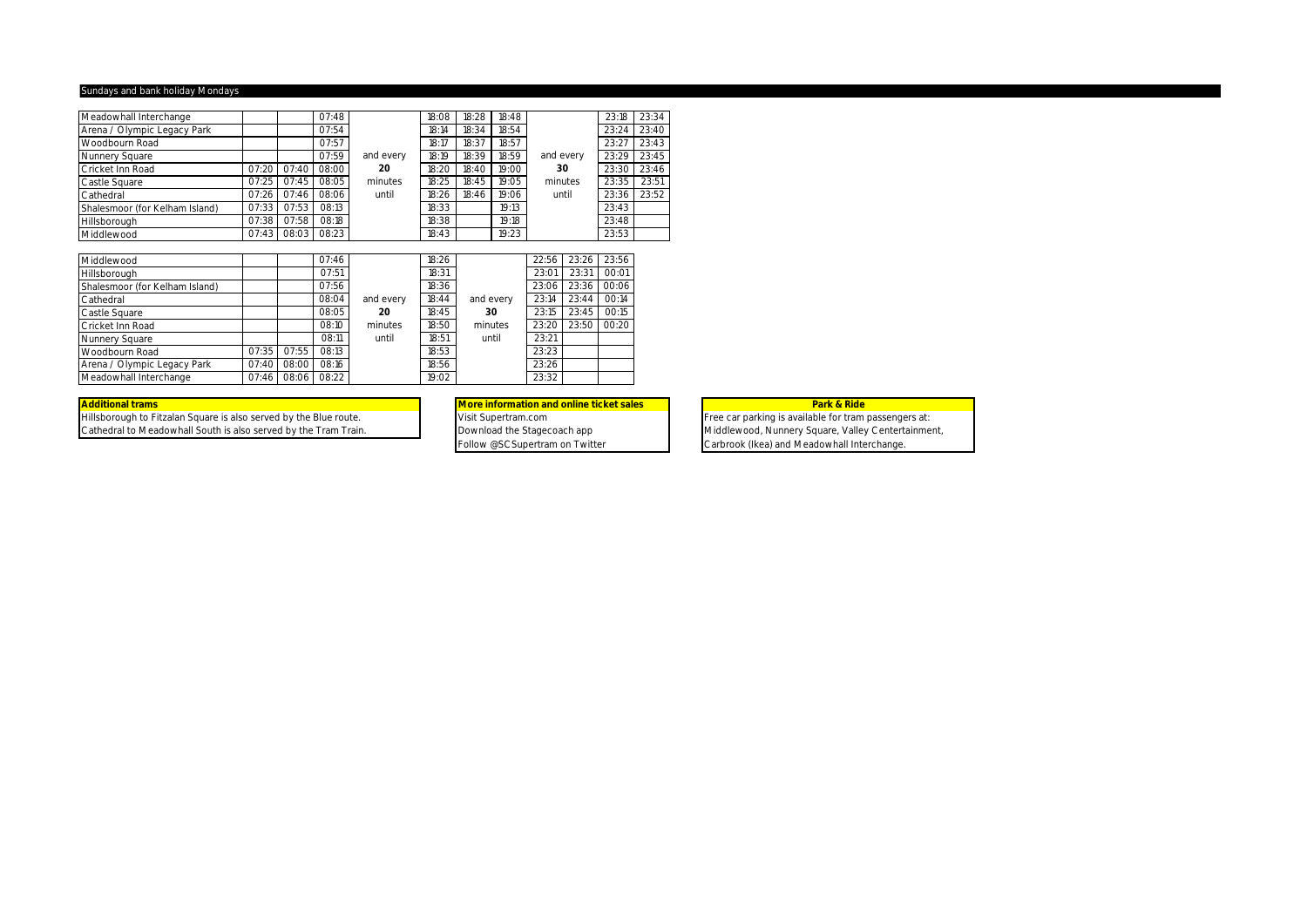Sundays and bank holiday Mondays

| | | | | | | | | | | |
|---|---|---|---|---|---|---|---|---|---|---|
| Meadowhall Interchange | | | 07:48 | | 18:08 | 18:28 | 18:48 | | 23:18 | 23:34 |
| Arena / Olympic Legacy Park | | | 07:54 | | 18:14 | 18:34 | 18:54 | | 23:24 | 23:40 |
| Woodbourn Road | | | 07:57 | | 18:17 | 18:37 | 18:57 | | 23:27 | 23:43 |
| Nunnery Square | | | 07:59 | and every | 18:19 | 18:39 | 18:59 | and every | 23:29 | 23:45 |
| Cricket Inn Road | 07:20 | 07:40 | 08:00 | 20 | 18:20 | 18:40 | 19:00 | 30 | 23:30 | 23:46 |
| Castle Square | 07:25 | 07:45 | 08:05 | minutes | 18:25 | 18:45 | 19:05 | minutes | 23:35 | 23:51 |
| Cathedral | 07:26 | 07:46 | 08:06 | until | 18:26 | 18:46 | 19:06 | until | 23:36 | 23:52 |
| Shalesmoor (for Kelham Island) | 07:33 | 07:53 | 08:13 | | 18:33 | | 19:13 | | 23:43 | |
| Hillsborough | 07:38 | 07:58 | 08:18 | | 18:38 | | 19:18 | | 23:48 | |
| Middlewood | 07:43 | 08:03 | 08:23 | | 18:43 | | 19:23 | | 23:53 | |

| | | | | | | | | | |
|---|---|---|---|---|---|---|---|---|---|
| Middlewood | | | 07:46 | | 18:26 | | 22:56 | 23:26 | 23:56 |
| Hillsborough | | | 07:51 | | 18:31 | | 23:01 | 23:31 | 00:01 |
| Shalesmoor (for Kelham Island) | | | 07:56 | | 18:36 | | 23:06 | 23:36 | 00:06 |
| Cathedral | | | 08:04 | and every | 18:44 | and every | 23:14 | 23:44 | 00:14 |
| Castle Square | | | 08:05 | 20 | 18:45 | 30 | 23:15 | 23:45 | 00:15 |
| Cricket Inn Road | | | 08:10 | minutes | 18:50 | minutes | 23:20 | 23:50 | 00:20 |
| Nunnery Square | | | 08:11 | until | 18:51 | until | 23:21 | | |
| Woodbourn Road | 07:35 | 07:55 | 08:13 | | 18:53 | | 23:23 | | |
| Arena / Olympic Legacy Park | 07:40 | 08:00 | 08:16 | | 18:56 | | 23:26 | | |
| Meadowhall Interchange | 07:46 | 08:06 | 08:22 | | 19:02 | | 23:32 | | |

**Additional trams**

Hillsborough to Fitzalan Square is also served by the Blue route.
Cathedral to Meadowhall South is also served by the Tram Train.

**More information and online ticket sales**

Visit Supertram.com
Download the Stagecoach app
Follow @SCSupertram on Twitter

**Park & Ride**

Free car parking is available for tram passengers at:
Middlewood, Nunnery Square, Valley Centertainment,
Carbrook (Ikea) and Meadowhall Interchange.